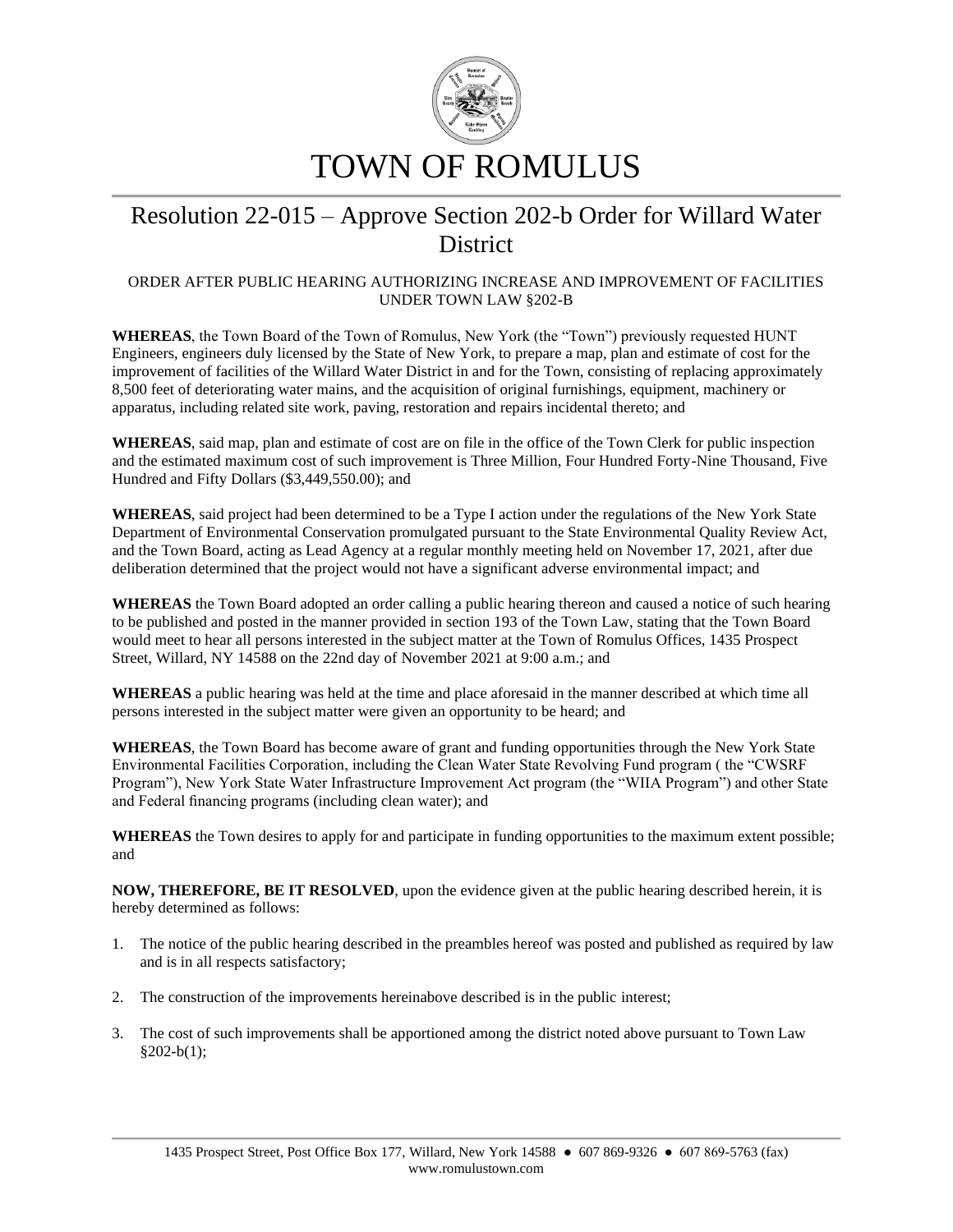# TOWN OF ROMULUS

## Resolution 22-015 – Approve Section 202-b Order for Willard Water District

ORDER AFTER PUBLIC HEARING AUTHORIZING INCREASE AND IMPROVEMENT OF FACILITIES UNDER TOWN LAW §202-B

**WHEREAS**, the Town Board of the Town of Romulus, New York (the "Town") previously requested HUNT Engineers, engineers duly licensed by the State of New York, to prepare a map, plan and estimate of cost for the improvement of facilities of the Willard Water District in and for the Town, consisting of replacing approximately 8,500 feet of deteriorating water mains, and the acquisition of original furnishings, equipment, machinery or apparatus, including related site work, paving, restoration and repairs incidental thereto; and

**WHEREAS**, said map, plan and estimate of cost are on file in the office of the Town Clerk for public inspection and the estimated maximum cost of such improvement is Three Million, Four Hundred Forty-Nine Thousand, Five Hundred and Fifty Dollars ($3,449,550.00); and

**WHEREAS**, said project had been determined to be a Type I action under the regulations of the New York State Department of Environmental Conservation promulgated pursuant to the State Environmental Quality Review Act, and the Town Board, acting as Lead Agency at a regular monthly meeting held on November 17, 2021, after due deliberation determined that the project would not have a significant adverse environmental impact; and

**WHEREAS** the Town Board adopted an order calling a public hearing thereon and caused a notice of such hearing to be published and posted in the manner provided in section 193 of the Town Law, stating that the Town Board would meet to hear all persons interested in the subject matter at the Town of Romulus Offices, 1435 Prospect Street, Willard, NY 14588 on the 22nd day of November 2021 at 9:00 a.m.; and

**WHEREAS** a public hearing was held at the time and place aforesaid in the manner described at which time all persons interested in the subject matter were given an opportunity to be heard; and

**WHEREAS**, the Town Board has become aware of grant and funding opportunities through the New York State Environmental Facilities Corporation, including the Clean Water State Revolving Fund program ( the "CWSRF Program"), New York State Water Infrastructure Improvement Act program (the "WIIA Program") and other State and Federal financing programs (including clean water); and

**WHEREAS** the Town desires to apply for and participate in funding opportunities to the maximum extent possible; and

**NOW, THEREFORE, BE IT RESOLVED**, upon the evidence given at the public hearing described herein, it is hereby determined as follows:

1. The notice of the public hearing described in the preambles hereof was posted and published as required by law and is in all respects satisfactory;

2. The construction of the improvements hereinabove described is in the public interest;

3. The cost of such improvements shall be apportioned among the district noted above pursuant to Town Law §202-b(1);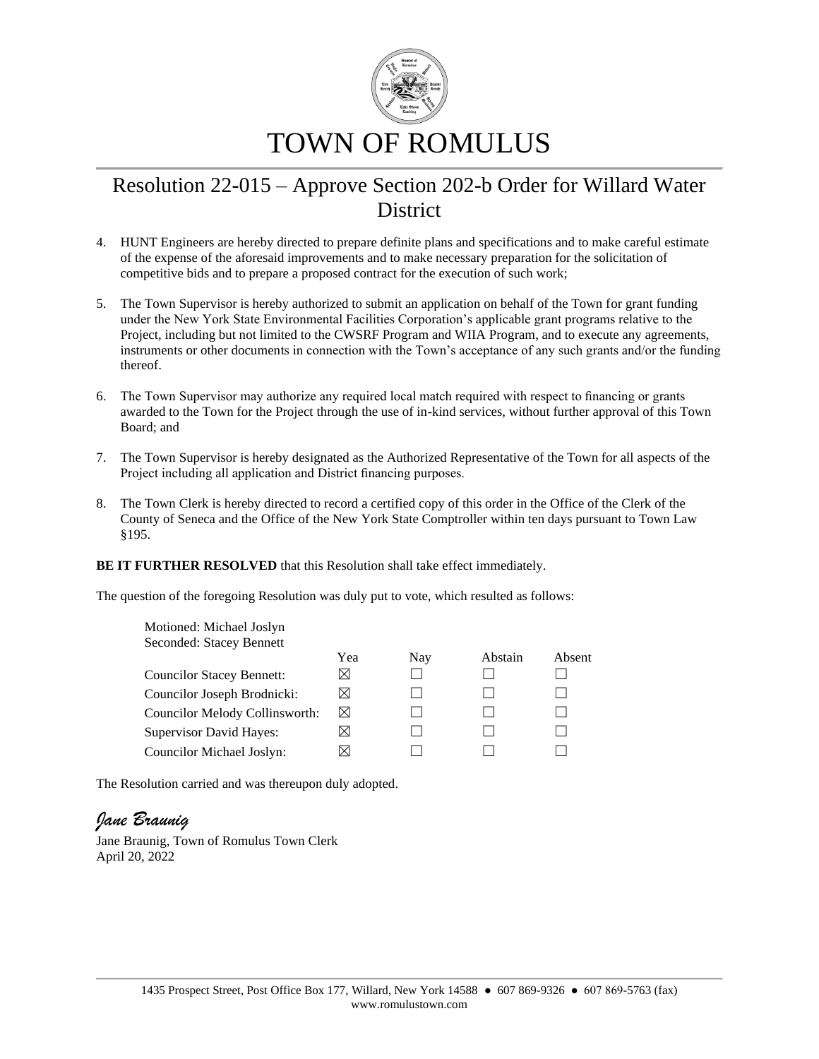# TOWN OF ROMULUS

## Resolution 22-015 – Approve Section 202-b Order for Willard Water District

4. HUNT Engineers are hereby directed to prepare definite plans and specifications and to make careful estimate of the expense of the aforesaid improvements and to make necessary preparation for the solicitation of competitive bids and to prepare a proposed contract for the execution of such work;

5. The Town Supervisor is hereby authorized to submit an application on behalf of the Town for grant funding under the New York State Environmental Facilities Corporation's applicable grant programs relative to the Project, including but not limited to the CWSRF Program and WIIA Program, and to execute any agreements, instruments or other documents in connection with the Town's acceptance of any such grants and/or the funding thereof.

6. The Town Supervisor may authorize any required local match required with respect to financing or grants awarded to the Town for the Project through the use of in-kind services, without further approval of this Town Board; and

7. The Town Supervisor is hereby designated as the Authorized Representative of the Town for all aspects of the Project including all application and District financing purposes.

8. The Town Clerk is hereby directed to record a certified copy of this order in the Office of the Clerk of the County of Seneca and the Office of the New York State Comptroller within ten days pursuant to Town Law §195.

**BE IT FURTHER RESOLVED** that this Resolution shall take effect immediately.

The question of the foregoing Resolution was duly put to vote, which resulted as follows:

Motioned: Michael Joslyn
Seconded: Stacey Bennett

| | Yea | Nay | Abstain | Absent |
|---|---|---|---|---|
| Councilor Stacey Bennett: | ☒ | ☐ | ☐ | ☐ |
| Councilor Joseph Brodnicki: | ☒ | ☐ | ☐ | ☐ |
| Councilor Melody Collinsworth: | ☒ | ☐ | ☐ | ☐ |
| Supervisor David Hayes: | ☒ | ☐ | ☐ | ☐ |
| Councilor Michael Joslyn: | ☒ | ☐ | ☐ | ☐ |

The Resolution carried and was thereupon duly adopted.

*Jane Braunig*

Jane Braunig, Town of Romulus Town Clerk
April 20, 2022

1435 Prospect Street, Post Office Box 177, Willard, New York 14588 ● 607 869-9326 ● 607 869-5763 (fax)
www.romulustown.com